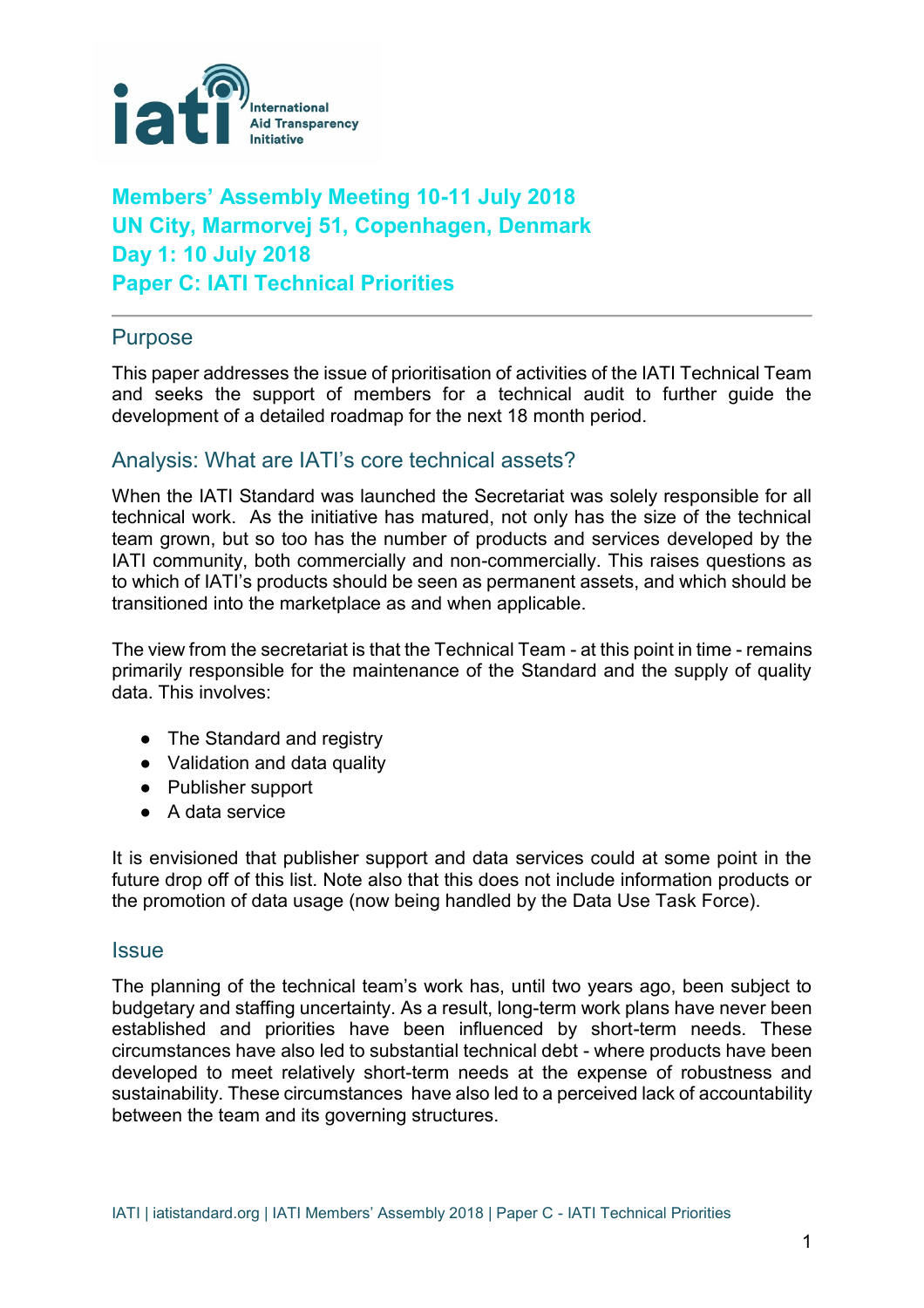# Members' Assembly Meeting 10-11 July 2018
# UN City, Marmorvej 51, Copenhagen, Denmark
# Day 1: 10 July 2018
# Paper C: IATI Technical Priorities

## Purpose

This paper addresses the issue of prioritisation of activities of the IATI Technical Team and seeks the support of members for a technical audit to further guide the development of a detailed roadmap for the next 18 month period.

## Analysis: What are IATI's core technical assets?

When the IATI Standard was launched the Secretariat was solely responsible for all technical work. As the initiative has matured, not only has the size of the technical team grown, but so too has the number of products and services developed by the IATI community, both commercially and non-commercially. This raises questions as to which of IATI's products should be seen as permanent assets, and which should be transitioned into the marketplace as and when applicable.

The view from the secretariat is that the Technical Team - at this point in time - remains primarily responsible for the maintenance of the Standard and the supply of quality data. This involves:

- The Standard and registry
- Validation and data quality
- Publisher support
- A data service

It is envisioned that publisher support and data services could at some point in the future drop off of this list. Note also that this does not include information products or the promotion of data usage (now being handled by the Data Use Task Force).

## Issue

The planning of the technical team's work has, until two years ago, been subject to budgetary and staffing uncertainty. As a result, long-term work plans have never been established and priorities have been influenced by short-term needs. These circumstances have also led to substantial technical debt - where products have been developed to meet relatively short-term needs at the expense of robustness and sustainability. These circumstances have also led to a perceived lack of accountability between the team and its governing structures.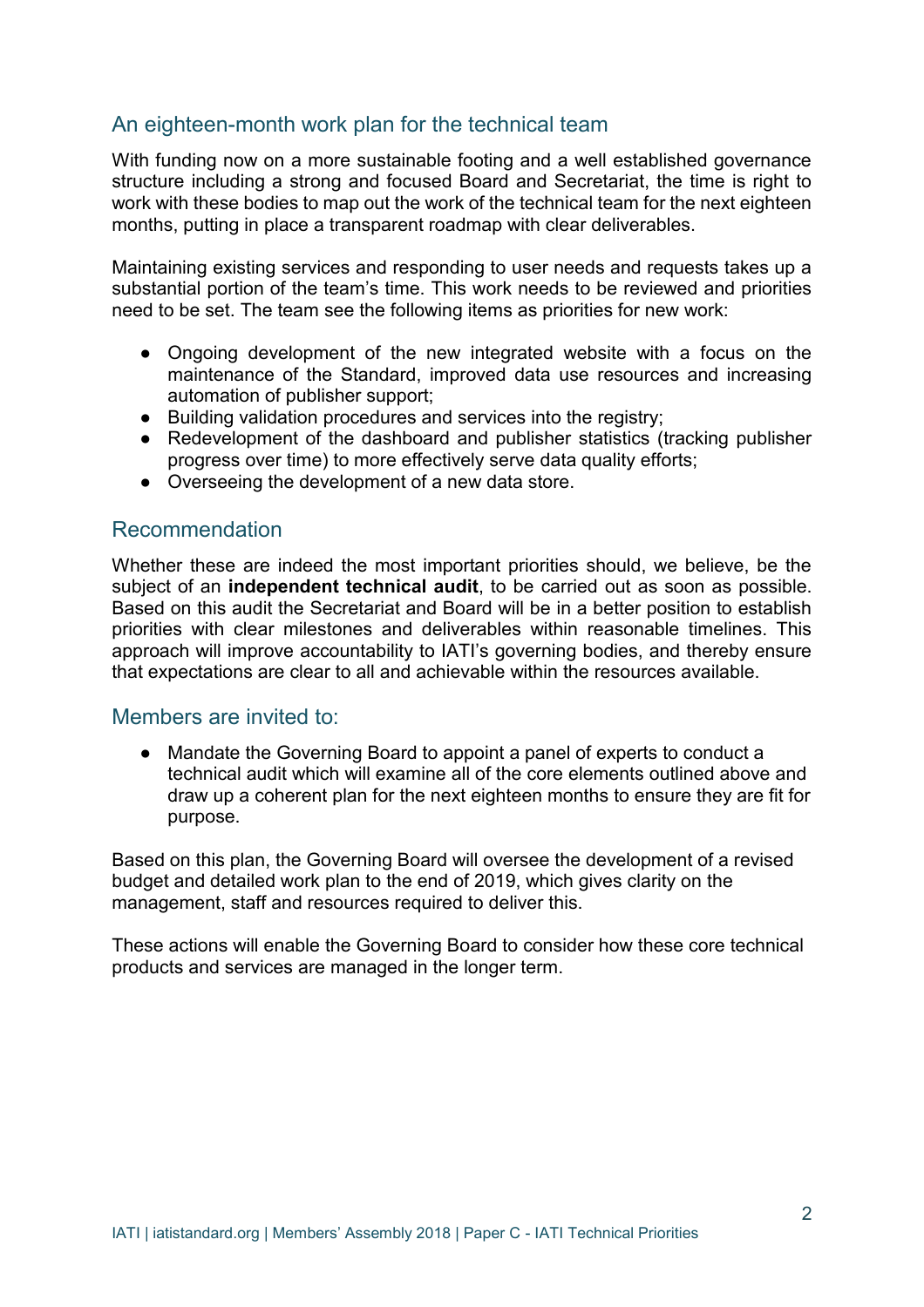## An eighteen-month work plan for the technical team

With funding now on a more sustainable footing and a well established governance structure including a strong and focused Board and Secretariat, the time is right to work with these bodies to map out the work of the technical team for the next eighteen months, putting in place a transparent roadmap with clear deliverables.

Maintaining existing services and responding to user needs and requests takes up a substantial portion of the team's time. This work needs to be reviewed and priorities need to be set. The team see the following items as priorities for new work:

- Ongoing development of the new integrated website with a focus on the maintenance of the Standard, improved data use resources and increasing automation of publisher support;
- Building validation procedures and services into the registry;
- Redevelopment of the dashboard and publisher statistics (tracking publisher progress over time) to more effectively serve data quality efforts;
- Overseeing the development of a new data store.

## Recommendation

Whether these are indeed the most important priorities should, we believe, be the subject of an **independent technical audit**, to be carried out as soon as possible. Based on this audit the Secretariat and Board will be in a better position to establish priorities with clear milestones and deliverables within reasonable timelines. This approach will improve accountability to IATI's governing bodies, and thereby ensure that expectations are clear to all and achievable within the resources available.

## Members are invited to:

- Mandate the Governing Board to appoint a panel of experts to conduct a technical audit which will examine all of the core elements outlined above and draw up a coherent plan for the next eighteen months to ensure they are fit for purpose.

Based on this plan, the Governing Board will oversee the development of a revised budget and detailed work plan to the end of 2019, which gives clarity on the management, staff and resources required to deliver this.

These actions will enable the Governing Board to consider how these core technical products and services are managed in the longer term.